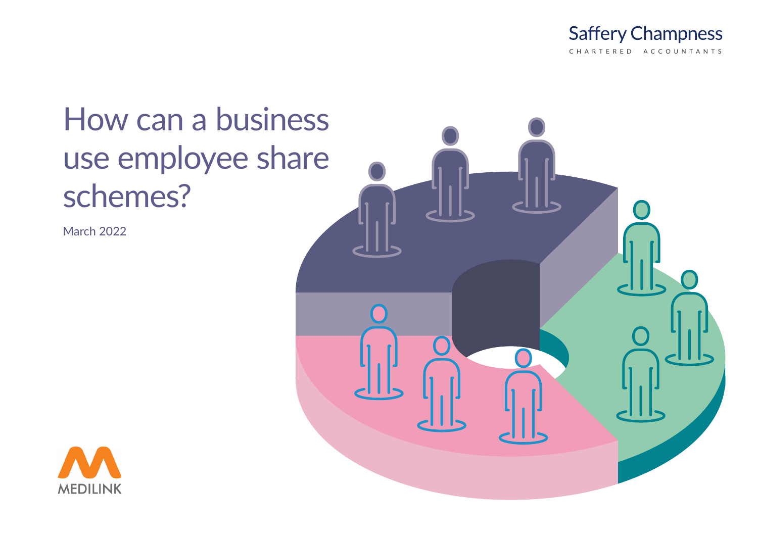Saffery Champness

CHARTERED ACCOUNTANTS

# How can a business use employee share schemes?

March 2022

MEDILINK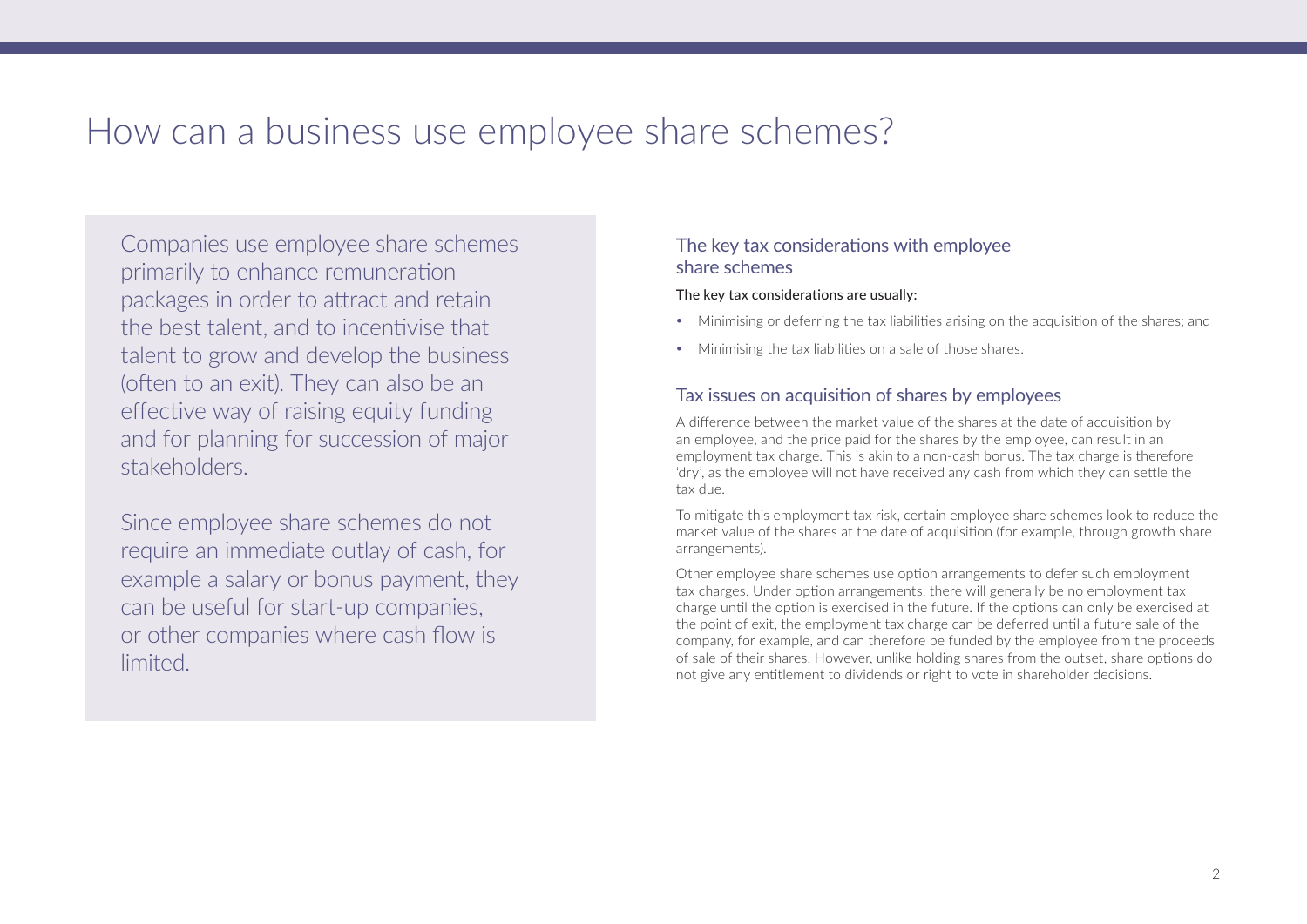# How can a business use employee share schemes?

Companies use employee share schemes primarily to enhance remuneration packages in order to attract and retain the best talent, and to incentivise that talent to grow and develop the business (often to an exit). They can also be an effective way of raising equity funding and for planning for succession of major stakeholders.

Since employee share schemes do not require an immediate outlay of cash, for example a salary or bonus payment, they can be useful for start-up companies, or other companies where cash flow is limited.

## The key tax considerations with employee share schemes

The key tax considerations are usually:

- Minimising or deferring the tax liabilities arising on the acquisition of the shares; and
- Minimising the tax liabilities on a sale of those shares.

## Tax issues on acquisition of shares by employees

A difference between the market value of the shares at the date of acquisition by an employee, and the price paid for the shares by the employee, can result in an employment tax charge. This is akin to a non-cash bonus. The tax charge is therefore 'dry', as the employee will not have received any cash from which they can settle the tax due.

To mitigate this employment tax risk, certain employee share schemes look to reduce the market value of the shares at the date of acquisition (for example, through growth share arrangements).

Other employee share schemes use option arrangements to defer such employment tax charges. Under option arrangements, there will generally be no employment tax charge until the option is exercised in the future. If the options can only be exercised at the point of exit, the employment tax charge can be deferred until a future sale of the company, for example, and can therefore be funded by the employee from the proceeds of sale of their shares. However, unlike holding shares from the outset, share options do not give any entitlement to dividends or right to vote in shareholder decisions.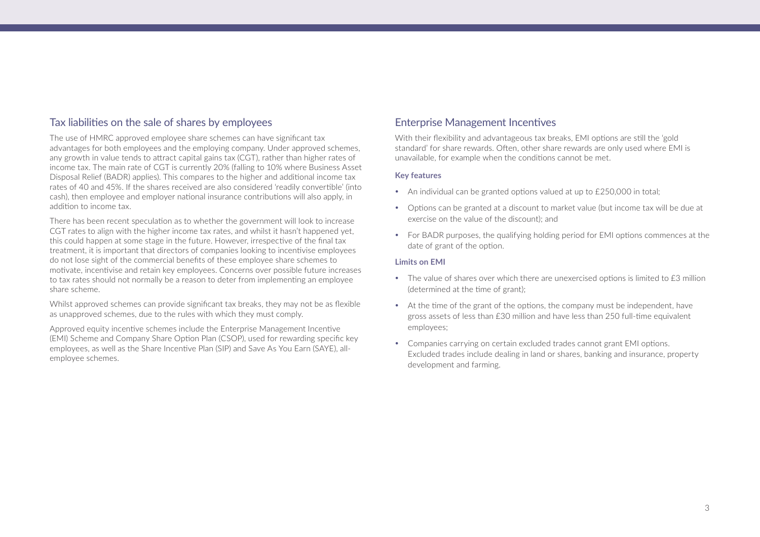## Tax liabilities on the sale of shares by employees

The use of HMRC approved employee share schemes can have significant tax advantages for both employees and the employing company. Under approved schemes, any growth in value tends to attract capital gains tax (CGT), rather than higher rates of income tax. The main rate of CGT is currently 20% (falling to 10% where Business Asset Disposal Relief (BADR) applies). This compares to the higher and additional income tax rates of 40 and 45%. If the shares received are also considered 'readily convertible' (into cash), then employee and employer national insurance contributions will also apply, in addition to income tax.

There has been recent speculation as to whether the government will look to increase CGT rates to align with the higher income tax rates, and whilst it hasn't happened yet, this could happen at some stage in the future. However, irrespective of the final tax treatment, it is important that directors of companies looking to incentivise employees do not lose sight of the commercial benefits of these employee share schemes to motivate, incentivise and retain key employees. Concerns over possible future increases to tax rates should not normally be a reason to deter from implementing an employee share scheme.

Whilst approved schemes can provide significant tax breaks, they may not be as flexible as unapproved schemes, due to the rules with which they must comply.

Approved equity incentive schemes include the Enterprise Management Incentive (EMI) Scheme and Company Share Option Plan (CSOP), used for rewarding specific key employees, as well as the Share Incentive Plan (SIP) and Save As You Earn (SAYE), all-employee schemes.

## Enterprise Management Incentives

With their flexibility and advantageous tax breaks, EMI options are still the 'gold standard' for share rewards. Often, other share rewards are only used where EMI is unavailable, for example when the conditions cannot be met.

### Key features

- An individual can be granted options valued at up to £250,000 in total;
- Options can be granted at a discount to market value (but income tax will be due at exercise on the value of the discount); and
- For BADR purposes, the qualifying holding period for EMI options commences at the date of grant of the option.

### Limits on EMI

- The value of shares over which there are unexercised options is limited to £3 million (determined at the time of grant);
- At the time of the grant of the options, the company must be independent, have gross assets of less than £30 million and have less than 250 full-time equivalent employees;
- Companies carrying on certain excluded trades cannot grant EMI options. Excluded trades include dealing in land or shares, banking and insurance, property development and farming.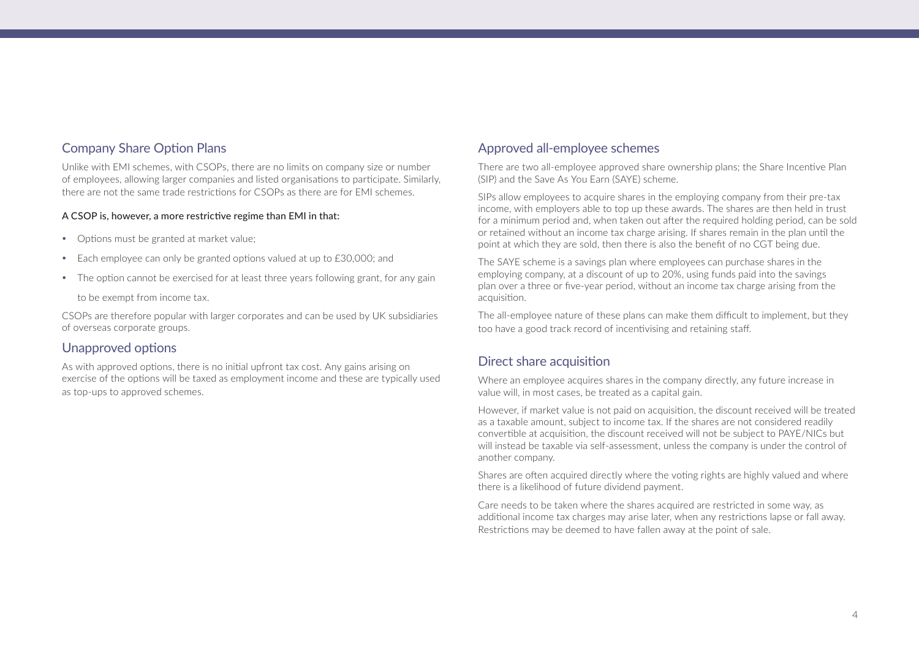## Company Share Option Plans

Unlike with EMI schemes, with CSOPs, there are no limits on company size or number of employees, allowing larger companies and listed organisations to participate. Similarly, there are not the same trade restrictions for CSOPs as there are for EMI schemes.

A CSOP is, however, a more restrictive regime than EMI in that:

- Options must be granted at market value;
- Each employee can only be granted options valued at up to £30,000; and
- The option cannot be exercised for at least three years following grant, for any gain to be exempt from income tax.

CSOPs are therefore popular with larger corporates and can be used by UK subsidiaries of overseas corporate groups.

## Unapproved options

As with approved options, there is no initial upfront tax cost. Any gains arising on exercise of the options will be taxed as employment income and these are typically used as top-ups to approved schemes.

## Approved all-employee schemes

There are two all-employee approved share ownership plans; the Share Incentive Plan (SIP) and the Save As You Earn (SAYE) scheme.

SIPs allow employees to acquire shares in the employing company from their pre-tax income, with employers able to top up these awards. The shares are then held in trust for a minimum period and, when taken out after the required holding period, can be sold or retained without an income tax charge arising. If shares remain in the plan until the point at which they are sold, then there is also the benefit of no CGT being due.

The SAYE scheme is a savings plan where employees can purchase shares in the employing company, at a discount of up to 20%, using funds paid into the savings plan over a three or five-year period, without an income tax charge arising from the acquisition.

The all-employee nature of these plans can make them difficult to implement, but they too have a good track record of incentivising and retaining staff.

## Direct share acquisition

Where an employee acquires shares in the company directly, any future increase in value will, in most cases, be treated as a capital gain.

However, if market value is not paid on acquisition, the discount received will be treated as a taxable amount, subject to income tax. If the shares are not considered readily convertible at acquisition, the discount received will not be subject to PAYE/NICs but will instead be taxable via self-assessment, unless the company is under the control of another company.

Shares are often acquired directly where the voting rights are highly valued and where there is a likelihood of future dividend payment.

Care needs to be taken where the shares acquired are restricted in some way, as additional income tax charges may arise later, when any restrictions lapse or fall away. Restrictions may be deemed to have fallen away at the point of sale.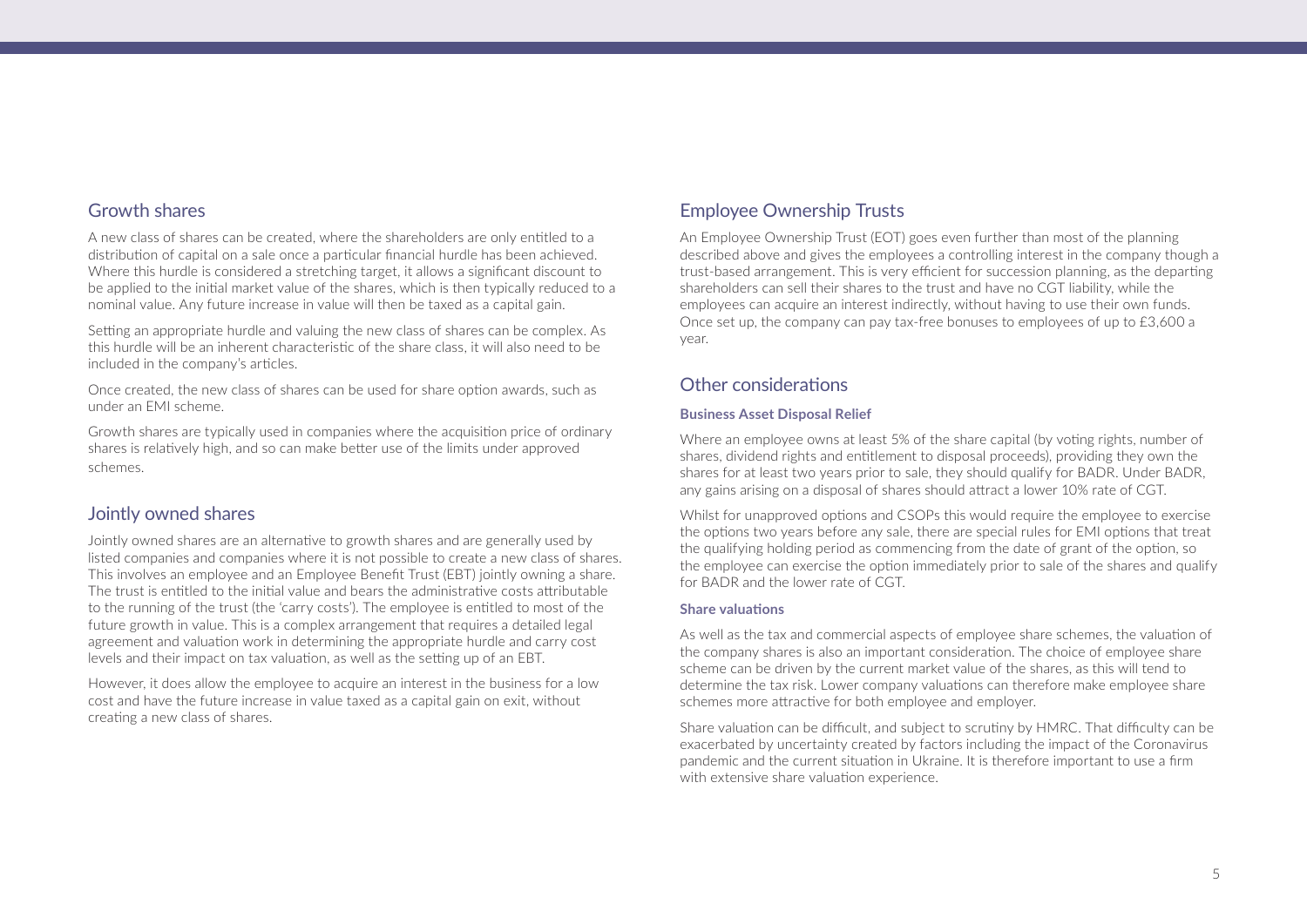## Growth shares

A new class of shares can be created, where the shareholders are only entitled to a distribution of capital on a sale once a particular financial hurdle has been achieved. Where this hurdle is considered a stretching target, it allows a significant discount to be applied to the initial market value of the shares, which is then typically reduced to a nominal value. Any future increase in value will then be taxed as a capital gain.

Setting an appropriate hurdle and valuing the new class of shares can be complex. As this hurdle will be an inherent characteristic of the share class, it will also need to be included in the company's articles.

Once created, the new class of shares can be used for share option awards, such as under an EMI scheme.

Growth shares are typically used in companies where the acquisition price of ordinary shares is relatively high, and so can make better use of the limits under approved schemes.

## Jointly owned shares

Jointly owned shares are an alternative to growth shares and are generally used by listed companies and companies where it is not possible to create a new class of shares. This involves an employee and an Employee Benefit Trust (EBT) jointly owning a share. The trust is entitled to the initial value and bears the administrative costs attributable to the running of the trust (the 'carry costs'). The employee is entitled to most of the future growth in value. This is a complex arrangement that requires a detailed legal agreement and valuation work in determining the appropriate hurdle and carry cost levels and their impact on tax valuation, as well as the setting up of an EBT.

However, it does allow the employee to acquire an interest in the business for a low cost and have the future increase in value taxed as a capital gain on exit, without creating a new class of shares.

## Employee Ownership Trusts

An Employee Ownership Trust (EOT) goes even further than most of the planning described above and gives the employees a controlling interest in the company though a trust-based arrangement. This is very efficient for succession planning, as the departing shareholders can sell their shares to the trust and have no CGT liability, while the employees can acquire an interest indirectly, without having to use their own funds. Once set up, the company can pay tax-free bonuses to employees of up to £3,600 a year.

## Other considerations

### Business Asset Disposal Relief

Where an employee owns at least 5% of the share capital (by voting rights, number of shares, dividend rights and entitlement to disposal proceeds), providing they own the shares for at least two years prior to sale, they should qualify for BADR. Under BADR, any gains arising on a disposal of shares should attract a lower 10% rate of CGT.

Whilst for unapproved options and CSOPs this would require the employee to exercise the options two years before any sale, there are special rules for EMI options that treat the qualifying holding period as commencing from the date of grant of the option, so the employee can exercise the option immediately prior to sale of the shares and qualify for BADR and the lower rate of CGT.

### Share valuations

As well as the tax and commercial aspects of employee share schemes, the valuation of the company shares is also an important consideration. The choice of employee share scheme can be driven by the current market value of the shares, as this will tend to determine the tax risk. Lower company valuations can therefore make employee share schemes more attractive for both employee and employer.

Share valuation can be difficult, and subject to scrutiny by HMRC. That difficulty can be exacerbated by uncertainty created by factors including the impact of the Coronavirus pandemic and the current situation in Ukraine. It is therefore important to use a firm with extensive share valuation experience.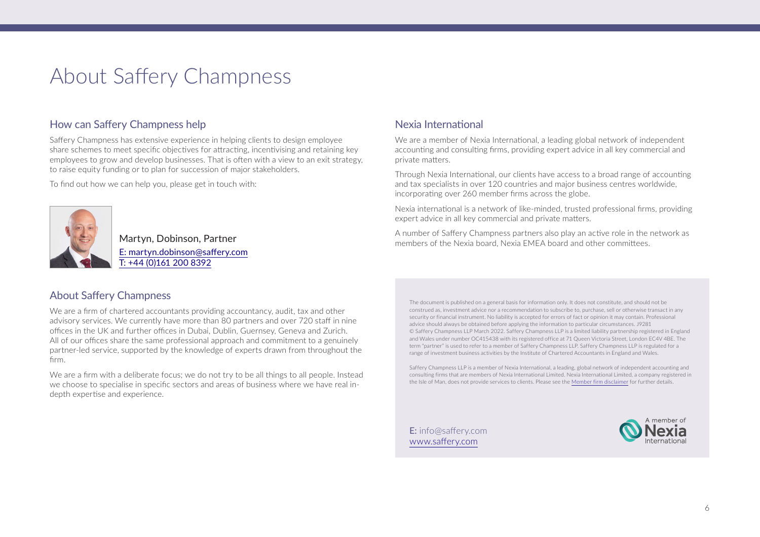# About Saffery Champness

## How can Saffery Champness help

Saffery Champness has extensive experience in helping clients to design employee share schemes to meet specific objectives for attracting, incentivising and retaining key employees to grow and develop businesses. That is often with a view to an exit strategy, to raise equity funding or to plan for succession of major stakeholders.

To find out how we can help you, please get in touch with:

Martyn, Dobinson, Partner
E: martyn.dobinson@saffery.com
T: +44 (0)161 200 8392

## About Saffery Champness

We are a firm of chartered accountants providing accountancy, audit, tax and other advisory services. We currently have more than 80 partners and over 720 staff in nine offices in the UK and further offices in Dubai, Dublin, Guernsey, Geneva and Zurich. All of our offices share the same professional approach and commitment to a genuinely partner-led service, supported by the knowledge of experts drawn from throughout the firm.

We are a firm with a deliberate focus; we do not try to be all things to all people. Instead we choose to specialise in specific sectors and areas of business where we have real in-depth expertise and experience.

## Nexia International

We are a member of Nexia International, a leading global network of independent accounting and consulting firms, providing expert advice in all key commercial and private matters.

Through Nexia International, our clients have access to a broad range of accounting and tax specialists in over 120 countries and major business centres worldwide, incorporating over 260 member firms across the globe.

Nexia international is a network of like-minded, trusted professional firms, providing expert advice in all key commercial and private matters.

A number of Saffery Champness partners also play an active role in the network as members of the Nexia board, Nexia EMEA board and other committees.

The document is published on a general basis for information only. It does not constitute, and should not be construed as, investment advice nor a recommendation to subscribe to, purchase, sell or otherwise transact in any security or financial instrument. No liability is accepted for errors of fact or opinion it may contain. Professional advice should always be obtained before applying the information to particular circumstances. J9281
© Saffery Champness LLP March 2022. Saffery Champness LLP is a limited liability partnership registered in England and Wales under number OC415438 with its registered office at 71 Queen Victoria Street, London EC4V 4BE. The term "partner" is used to refer to a member of Saffery Champness LLP. Saffery Champness LLP is regulated for a range of investment business activities by the Institute of Chartered Accountants in England and Wales.

Saffery Champness LLP is a member of Nexia International, a leading, global network of independent accounting and consulting firms that are members of Nexia International Limited. Nexia International Limited, a company registered in the Isle of Man, does not provide services to clients. Please see the Member firm disclaimer for further details.

E: info@saffery.com
www.saffery.com

A member of Nexia International